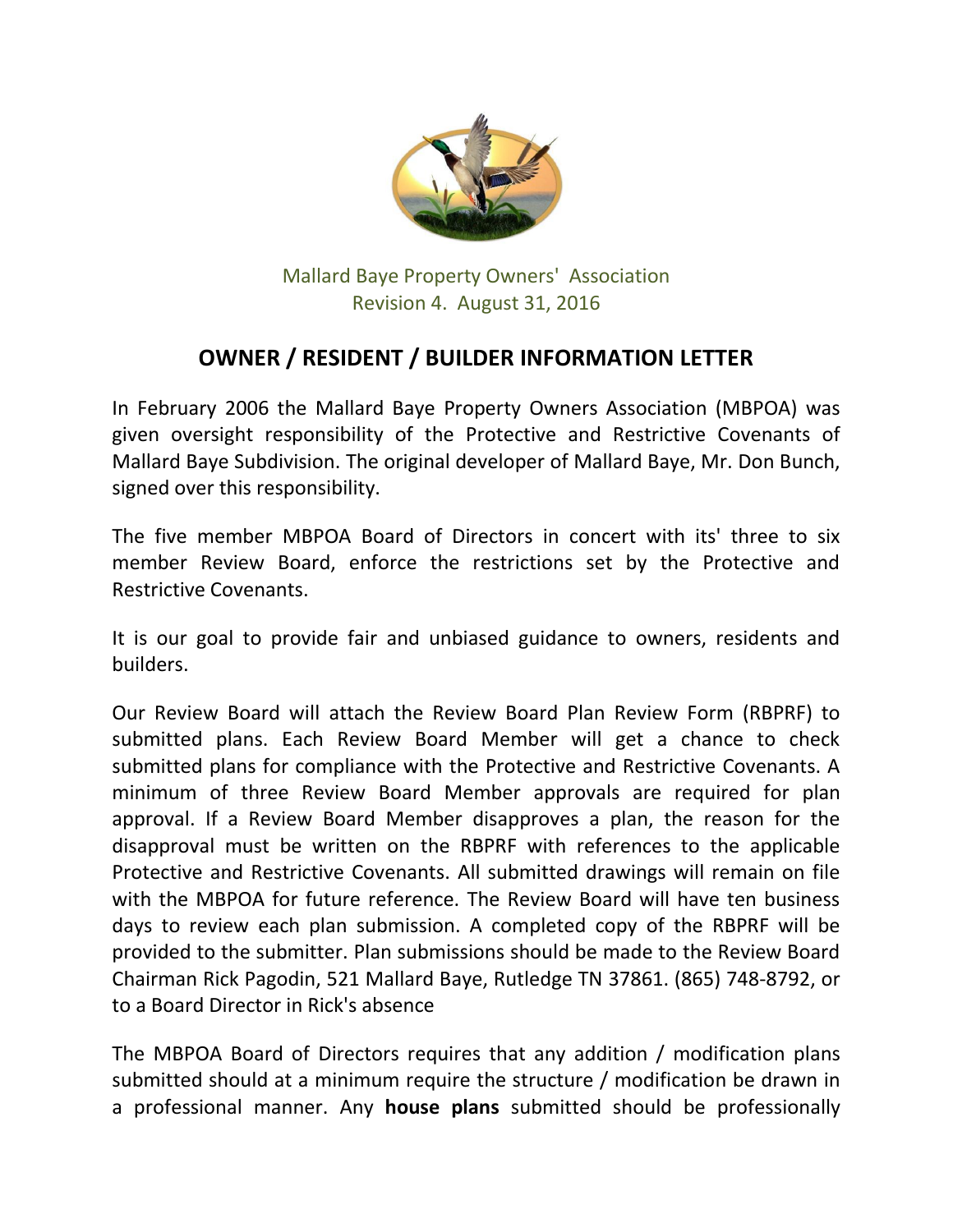Mallard Baye Property Owners' Association
Revision 4. August 31, 2016

## OWNER / RESIDENT / BUILDER INFORMATION LETTER

In February 2006 the Mallard Baye Property Owners Association (MBPOA) was given oversight responsibility of the Protective and Restrictive Covenants of Mallard Baye Subdivision. The original developer of Mallard Baye, Mr. Don Bunch, signed over this responsibility.

The five member MBPOA Board of Directors in concert with its' three to six member Review Board, enforce the restrictions set by the Protective and Restrictive Covenants.

It is our goal to provide fair and unbiased guidance to owners, residents and builders.

Our Review Board will attach the Review Board Plan Review Form (RBPRF) to submitted plans. Each Review Board Member will get a chance to check submitted plans for compliance with the Protective and Restrictive Covenants. A minimum of three Review Board Member approvals are required for plan approval. If a Review Board Member disapproves a plan, the reason for the disapproval must be written on the RBPRF with references to the applicable Protective and Restrictive Covenants. All submitted drawings will remain on file with the MBPOA for future reference. The Review Board will have ten business days to review each plan submission. A completed copy of the RBPRF will be provided to the submitter. Plan submissions should be made to the Review Board Chairman Rick Pagodin, 521 Mallard Baye, Rutledge TN 37861. (865) 748-8792, or to a Board Director in Rick's absence

The MBPOA Board of Directors requires that any addition / modification plans submitted should at a minimum require the structure / modification be drawn in a professional manner. Any **house plans** submitted should be professionally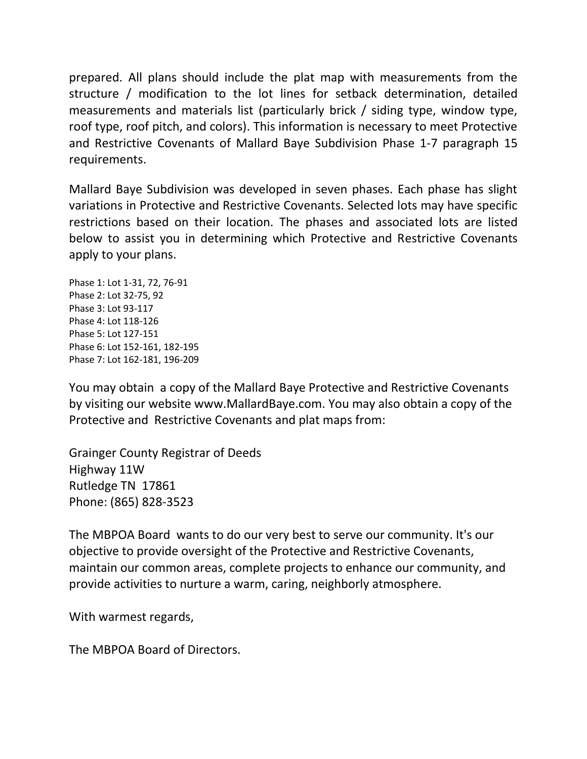prepared. All plans should include the plat map with measurements from the structure / modification to the lot lines for setback determination, detailed measurements and materials list (particularly brick / siding type, window type, roof type, roof pitch, and colors). This information is necessary to meet Protective and Restrictive Covenants of Mallard Baye Subdivision Phase 1-7 paragraph 15 requirements.

Mallard Baye Subdivision was developed in seven phases. Each phase has slight variations in Protective and Restrictive Covenants. Selected lots may have specific restrictions based on their location. The phases and associated lots are listed below to assist you in determining which Protective and Restrictive Covenants apply to your plans.

Phase 1: Lot 1-31, 72, 76-91
Phase 2: Lot 32-75, 92
Phase 3: Lot 93-117
Phase 4: Lot 118-126
Phase 5: Lot 127-151
Phase 6: Lot 152-161, 182-195
Phase 7: Lot 162-181, 196-209

You may obtain a copy of the Mallard Baye Protective and Restrictive Covenants by visiting our website www.MallardBaye.com. You may also obtain a copy of the Protective and Restrictive Covenants and plat maps from:

Grainger County Registrar of Deeds
Highway 11W
Rutledge TN 17861
Phone: (865) 828-3523

The MBPOA Board wants to do our very best to serve our community. It's our objective to provide oversight of the Protective and Restrictive Covenants, maintain our common areas, complete projects to enhance our community, and provide activities to nurture a warm, caring, neighborly atmosphere.

With warmest regards,

The MBPOA Board of Directors.